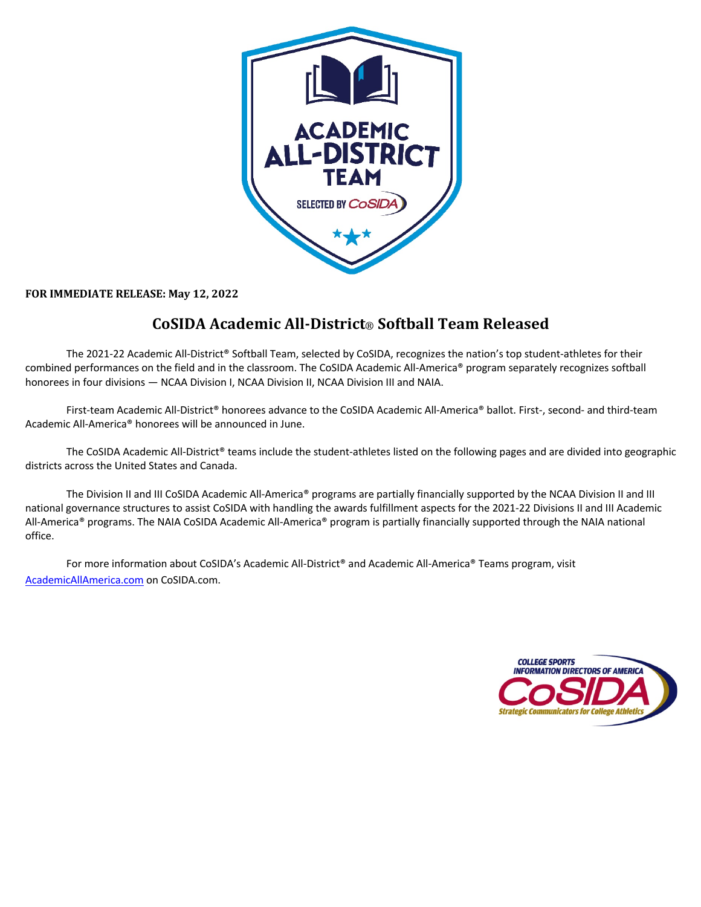**FOR IMMEDIATE RELEASE: May 12, 2022**

# CoSIDA Academic All-District® Softball Team Released

The 2021-22 Academic All-District® Softball Team, selected by CoSIDA, recognizes the nation's top student-athletes for their combined performances on the field and in the classroom. The CoSIDA Academic All-America® program separately recognizes softball honorees in four divisions — NCAA Division I, NCAA Division II, NCAA Division III and NAIA.

First-team Academic All-District® honorees advance to the CoSIDA Academic All-America® ballot. First-, second- and third-team Academic All-America® honorees will be announced in June.

The CoSIDA Academic All-District® teams include the student-athletes listed on the following pages and are divided into geographic districts across the United States and Canada.

The Division II and III CoSIDA Academic All-America® programs are partially financially supported by the NCAA Division II and III national governance structures to assist CoSIDA with handling the awards fulfillment aspects for the 2021-22 Divisions II and III Academic All-America® programs. The NAIA CoSIDA Academic All-America® program is partially financially supported through the NAIA national office.

For more information about CoSIDA's Academic All-District® and Academic All-America® Teams program, visit AcademicAllAmerica.com on CoSIDA.com.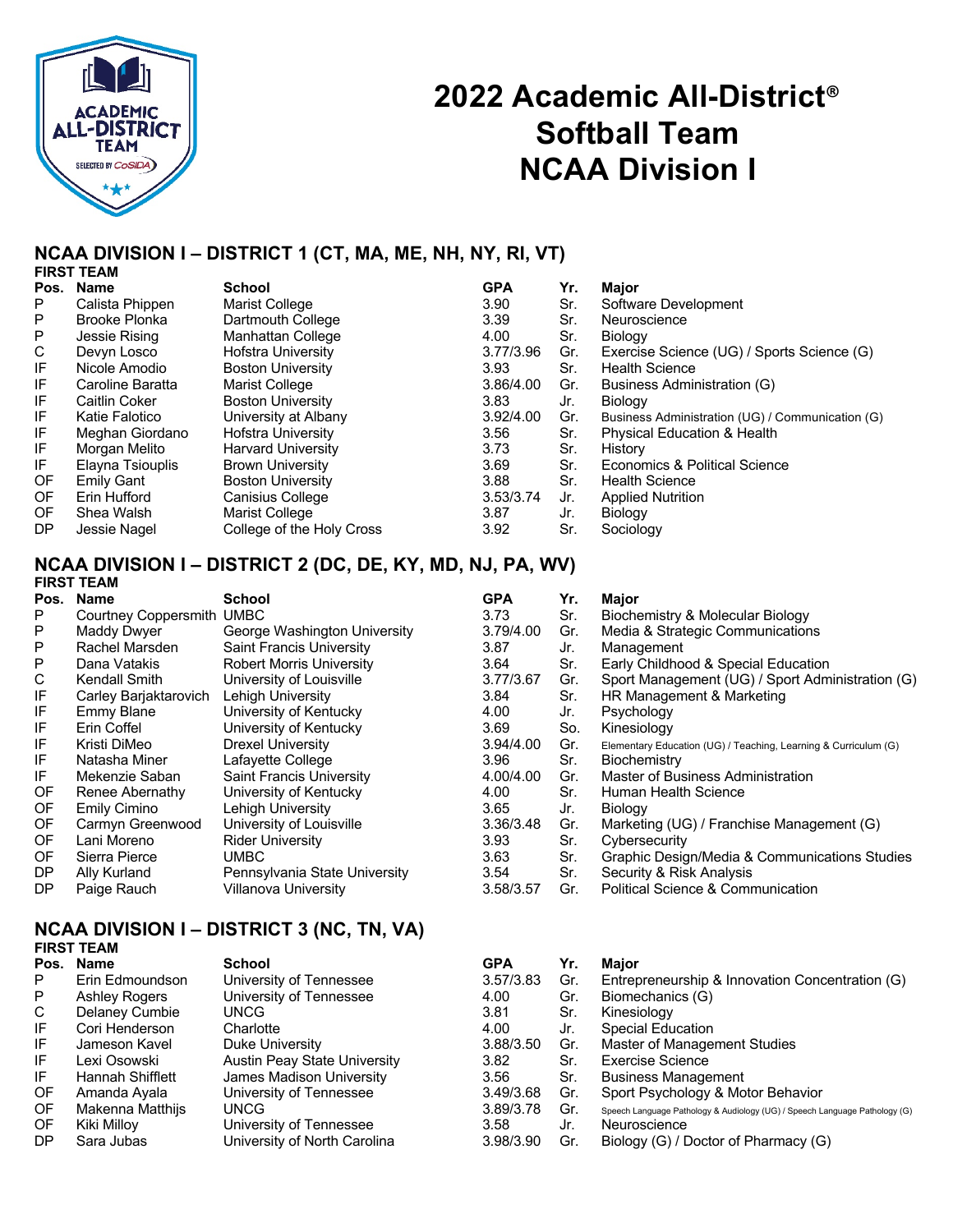# 2022 Academic All-District® Softball Team NCAA Division I

## NCAA DIVISION I – DISTRICT 1 (CT, MA, ME, NH, NY, RI, VT)

### FIRST TEAM

| Pos. | Name | School | GPA | Yr. | Major |
|---|---|---|---|---|---|
| P | Calista Phippen | Marist College | 3.90 | Sr. | Software Development |
| P | Brooke Plonka | Dartmouth College | 3.39 | Sr. | Neuroscience |
| P | Jessie Rising | Manhattan College | 4.00 | Sr. | Biology |
| C | Devyn Losco | Hofstra University | 3.77/3.96 | Gr. | Exercise Science (UG) / Sports Science (G) |
| IF | Nicole Amodio | Boston University | 3.93 | Sr. | Health Science |
| IF | Caroline Baratta | Marist College | 3.86/4.00 | Gr. | Business Administration (G) |
| IF | Caitlin Coker | Boston University | 3.83 | Jr. | Biology |
| IF | Katie Falotico | University at Albany | 3.92/4.00 | Gr. | Business Administration (UG) / Communication (G) |
| IF | Meghan Giordano | Hofstra University | 3.56 | Sr. | Physical Education & Health |
| IF | Morgan Melito | Harvard University | 3.73 | Sr. | History |
| IF | Elayna Tsiouplis | Brown University | 3.69 | Sr. | Economics & Political Science |
| OF | Emily Gant | Boston University | 3.88 | Sr. | Health Science |
| OF | Erin Hufford | Canisius College | 3.53/3.74 | Jr. | Applied Nutrition |
| OF | Shea Walsh | Marist College | 3.87 | Jr. | Biology |
| DP | Jessie Nagel | College of the Holy Cross | 3.92 | Sr. | Sociology |

## NCAA DIVISION I – DISTRICT 2 (DC, DE, KY, MD, NJ, PA, WV)

### FIRST TEAM

| Pos. | Name | School | GPA | Yr. | Major |
|---|---|---|---|---|---|
| P | Courtney Coppersmith | UMBC | 3.73 | Sr. | Biochemistry & Molecular Biology |
| P | Maddy Dwyer | George Washington University | 3.79/4.00 | Gr. | Media & Strategic Communications |
| P | Rachel Marsden | Saint Francis University | 3.87 | Jr. | Management |
| P | Dana Vatakis | Robert Morris University | 3.64 | Sr. | Early Childhood & Special Education |
| C | Kendall Smith | University of Louisville | 3.77/3.67 | Gr. | Sport Management (UG) / Sport Administration (G) |
| IF | Carley Barjaktarovich | Lehigh University | 3.84 | Sr. | HR Management & Marketing |
| IF | Emmy Blane | University of Kentucky | 4.00 | Jr. | Psychology |
| IF | Erin Coffel | University of Kentucky | 3.69 | So. | Kinesiology |
| IF | Kristi DiMeo | Drexel University | 3.94/4.00 | Gr. | Elementary Education (UG) / Teaching, Learning & Curriculum (G) |
| IF | Natasha Miner | Lafayette College | 3.96 | Sr. | Biochemistry |
| IF | Mekenzie Saban | Saint Francis University | 4.00/4.00 | Gr. | Master of Business Administration |
| OF | Renee Abernathy | University of Kentucky | 4.00 | Sr. | Human Health Science |
| OF | Emily Cimino | Lehigh University | 3.65 | Jr. | Biology |
| OF | Carmyn Greenwood | University of Louisville | 3.36/3.48 | Gr. | Marketing (UG) / Franchise Management (G) |
| OF | Lani Moreno | Rider University | 3.93 | Sr. | Cybersecurity |
| OF | Sierra Pierce | UMBC | 3.63 | Sr. | Graphic Design/Media & Communications Studies |
| DP | Ally Kurland | Pennsylvania State University | 3.54 | Sr. | Security & Risk Analysis |
| DP | Paige Rauch | Villanova University | 3.58/3.57 | Gr. | Political Science & Communication |

## NCAA DIVISION I – DISTRICT 3 (NC, TN, VA)

### FIRST TEAM

| Pos. | Name | School | GPA | Yr. | Major |
|---|---|---|---|---|---|
| P | Erin Edmoundson | University of Tennessee | 3.57/3.83 | Gr. | Entrepreneurship & Innovation Concentration (G) |
| P | Ashley Rogers | University of Tennessee | 4.00 | Gr. | Biomechanics (G) |
| C | Delaney Cumbie | UNCG | 3.81 | Sr. | Kinesiology |
| IF | Cori Henderson | Charlotte | 4.00 | Jr. | Special Education |
| IF | Jameson Kavel | Duke University | 3.88/3.50 | Gr. | Master of Management Studies |
| IF | Lexi Osowski | Austin Peay State University | 3.82 | Sr. | Exercise Science |
| IF | Hannah Shifflett | James Madison University | 3.56 | Sr. | Business Management |
| OF | Amanda Ayala | University of Tennessee | 3.49/3.68 | Gr. | Sport Psychology & Motor Behavior |
| OF | Makenna Matthijs | UNCG | 3.89/3.78 | Gr. | Speech Language Pathology & Audiology (UG) / Speech Language Pathology (G) |
| OF | Kiki Milloy | University of Tennessee | 3.58 | Jr. | Neuroscience |
| DP | Sara Jubas | University of North Carolina | 3.98/3.90 | Gr. | Biology (G) / Doctor of Pharmacy (G) |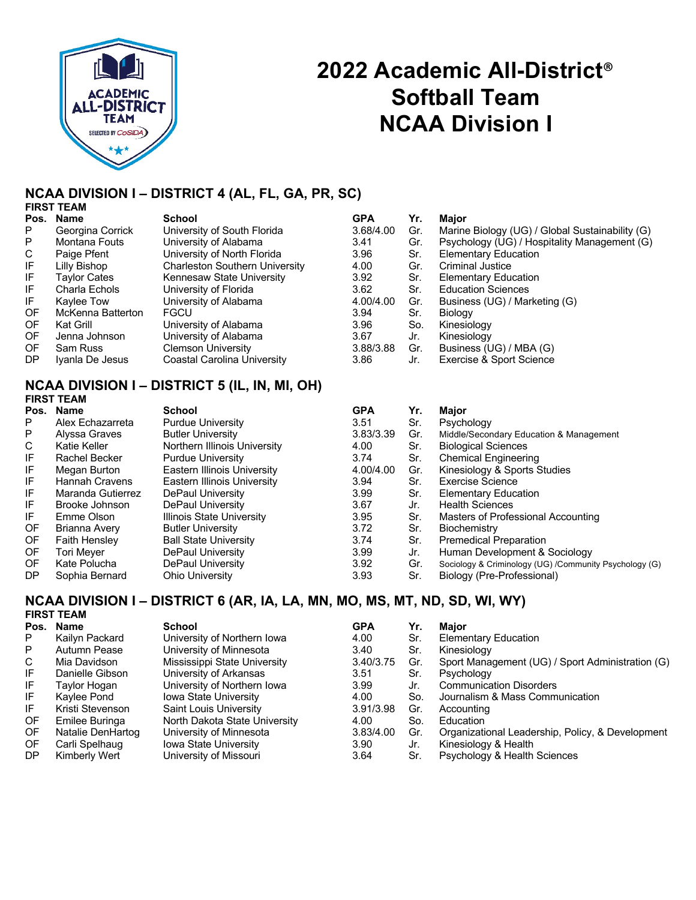# 2022 Academic All-District® Softball Team NCAA Division I

## NCAA DIVISION I – DISTRICT 4 (AL, FL, GA, PR, SC)

**FIRST TEAM**

| Pos. | Name | School | GPA | Yr. | Major |
|---|---|---|---|---|---|
| P | Georgina Corrick | University of South Florida | 3.68/4.00 | Gr. | Marine Biology (UG) / Global Sustainability (G) |
| P | Montana Fouts | University of Alabama | 3.41 | Gr. | Psychology (UG) / Hospitality Management (G) |
| C | Paige Pfent | University of North Florida | 3.96 | Sr. | Elementary Education |
| IF | Lilly Bishop | Charleston Southern University | 4.00 | Gr. | Criminal Justice |
| IF | Taylor Cates | Kennesaw State University | 3.92 | Sr. | Elementary Education |
| IF | Charla Echols | University of Florida | 3.62 | Sr. | Education Sciences |
| IF | Kaylee Tow | University of Alabama | 4.00/4.00 | Gr. | Business (UG) / Marketing (G) |
| OF | McKenna Batterton | FGCU | 3.94 | Sr. | Biology |
| OF | Kat Grill | University of Alabama | 3.96 | So. | Kinesiology |
| OF | Jenna Johnson | University of Alabama | 3.67 | Jr. | Kinesiology |
| OF | Sam Russ | Clemson University | 3.88/3.88 | Gr. | Business (UG) / MBA (G) |
| DP | Iyanla De Jesus | Coastal Carolina University | 3.86 | Jr. | Exercise & Sport Science |

## NCAA DIVISION I – DISTRICT 5 (IL, IN, MI, OH)

**FIRST TEAM**

| Pos. | Name | School | GPA | Yr. | Major |
|---|---|---|---|---|---|
| P | Alex Echazarreta | Purdue University | 3.51 | Sr. | Psychology |
| P | Alyssa Graves | Butler University | 3.83/3.39 | Gr. | Middle/Secondary Education & Management |
| C | Katie Keller | Northern Illinois University | 4.00 | Sr. | Biological Sciences |
| IF | Rachel Becker | Purdue University | 3.74 | Sr. | Chemical Engineering |
| IF | Megan Burton | Eastern Illinois University | 4.00/4.00 | Gr. | Kinesiology & Sports Studies |
| IF | Hannah Cravens | Eastern Illinois University | 3.94 | Sr. | Exercise Science |
| IF | Maranda Gutierrez | DePaul University | 3.99 | Sr. | Elementary Education |
| IF | Brooke Johnson | DePaul University | 3.67 | Jr. | Health Sciences |
| IF | Emme Olson | Illinois State University | 3.95 | Sr. | Masters of Professional Accounting |
| OF | Brianna Avery | Butler University | 3.72 | Sr. | Biochemistry |
| OF | Faith Hensley | Ball State University | 3.74 | Sr. | Premedical Preparation |
| OF | Tori Meyer | DePaul University | 3.99 | Jr. | Human Development & Sociology |
| OF | Kate Polucha | DePaul University | 3.92 | Gr. | Sociology & Criminology (UG) /Community Psychology (G) |
| DP | Sophia Bernard | Ohio University | 3.93 | Sr. | Biology (Pre-Professional) |

## NCAA DIVISION I – DISTRICT 6 (AR, IA, LA, MN, MO, MS, MT, ND, SD, WI, WY)

**FIRST TEAM**

| Pos. | Name | School | GPA | Yr. | Major |
|---|---|---|---|---|---|
| P | Kailyn Packard | University of Northern Iowa | 4.00 | Sr. | Elementary Education |
| P | Autumn Pease | University of Minnesota | 3.40 | Sr. | Kinesiology |
| C | Mia Davidson | Mississippi State University | 3.40/3.75 | Gr. | Sport Management (UG) / Sport Administration (G) |
| IF | Danielle Gibson | University of Arkansas | 3.51 | Sr. | Psychology |
| IF | Taylor Hogan | University of Northern Iowa | 3.99 | Jr. | Communication Disorders |
| IF | Kaylee Pond | Iowa State University | 4.00 | So. | Journalism & Mass Communication |
| IF | Kristi Stevenson | Saint Louis University | 3.91/3.98 | Gr. | Accounting |
| OF | Emilee Buringa | North Dakota State University | 4.00 | So. | Education |
| OF | Natalie DenHartog | University of Minnesota | 3.83/4.00 | Gr. | Organizational Leadership, Policy, & Development |
| OF | Carli Spelhaug | Iowa State University | 3.90 | Jr. | Kinesiology & Health |
| DP | Kimberly Wert | University of Missouri | 3.64 | Sr. | Psychology & Health Sciences |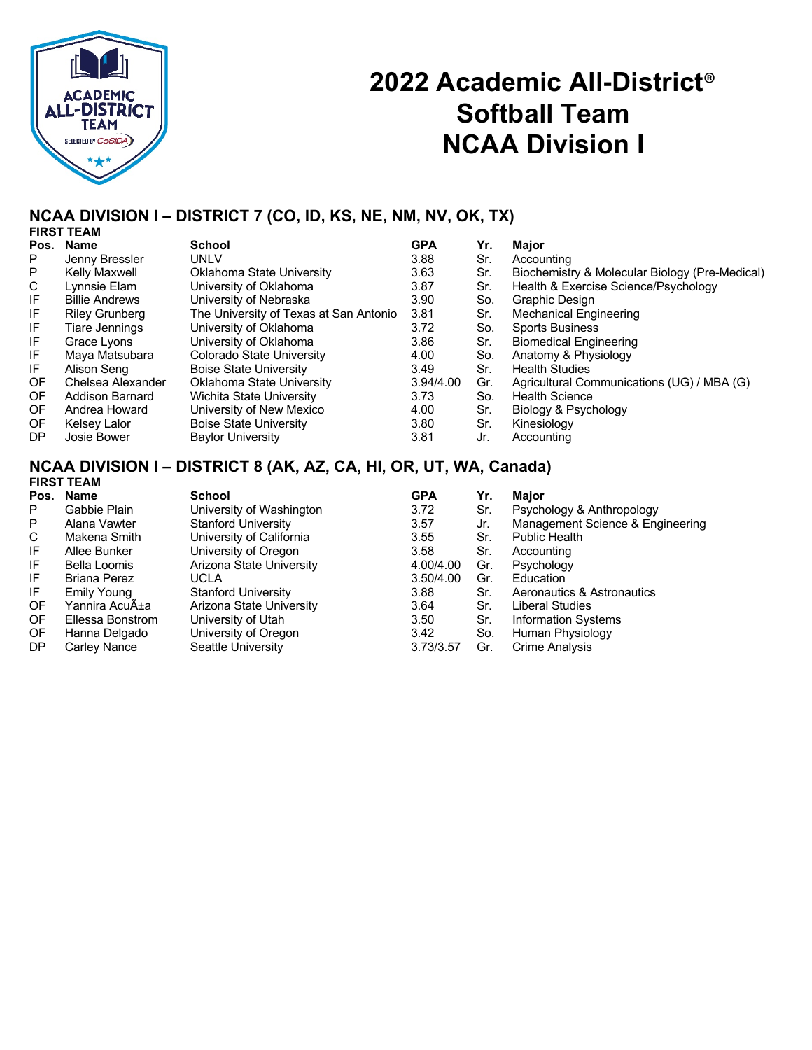# 2022 Academic All-District® Softball Team NCAA Division I

## NCAA DIVISION I – DISTRICT 7 (CO, ID, KS, NE, NM, NV, OK, TX)

### FIRST TEAM

| Pos. | Name | School | GPA | Yr. | Major |
|---|---|---|---|---|---|
| P | Jenny Bressler | UNLV | 3.88 | Sr. | Accounting |
| P | Kelly Maxwell | Oklahoma State University | 3.63 | Sr. | Biochemistry & Molecular Biology (Pre-Medical) |
| C | Lynnsie Elam | University of Oklahoma | 3.87 | Sr. | Health & Exercise Science/Psychology |
| IF | Billie Andrews | University of Nebraska | 3.90 | So. | Graphic Design |
| IF | Riley Grunberg | The University of Texas at San Antonio | 3.81 | Sr. | Mechanical Engineering |
| IF | Tiare Jennings | University of Oklahoma | 3.72 | So. | Sports Business |
| IF | Grace Lyons | University of Oklahoma | 3.86 | Sr. | Biomedical Engineering |
| IF | Maya Matsubara | Colorado State University | 4.00 | So. | Anatomy & Physiology |
| IF | Alison Seng | Boise State University | 3.49 | Sr. | Health Studies |
| OF | Chelsea Alexander | Oklahoma State University | 3.94/4.00 | Gr. | Agricultural Communications (UG) / MBA (G) |
| OF | Addison Barnard | Wichita State University | 3.73 | So. | Health Science |
| OF | Andrea Howard | University of New Mexico | 4.00 | Sr. | Biology & Psychology |
| OF | Kelsey Lalor | Boise State University | 3.80 | Sr. | Kinesiology |
| DP | Josie Bower | Baylor University | 3.81 | Jr. | Accounting |

## NCAA DIVISION I – DISTRICT 8 (AK, AZ, CA, HI, OR, UT, WA, Canada)

### FIRST TEAM

| Pos. | Name | School | GPA | Yr. | Major |
|---|---|---|---|---|---|
| P | Gabbie Plain | University of Washington | 3.72 | Sr. | Psychology & Anthropology |
| P | Alana Vawter | Stanford University | 3.57 | Jr. | Management Science & Engineering |
| C | Makena Smith | University of California | 3.55 | Sr. | Public Health |
| IF | Allee Bunker | University of Oregon | 3.58 | Sr. | Accounting |
| IF | Bella Loomis | Arizona State University | 4.00/4.00 | Gr. | Psychology |
| IF | Briana Perez | UCLA | 3.50/4.00 | Gr. | Education |
| IF | Emily Young | Stanford University | 3.88 | Sr. | Aeronautics & Astronautics |
| OF | Yannira AcuÃ±a | Arizona State University | 3.64 | Sr. | Liberal Studies |
| OF | Ellessa Bonstrom | University of Utah | 3.50 | Sr. | Information Systems |
| OF | Hanna Delgado | University of Oregon | 3.42 | So. | Human Physiology |
| DP | Carley Nance | Seattle University | 3.73/3.57 | Gr. | Crime Analysis |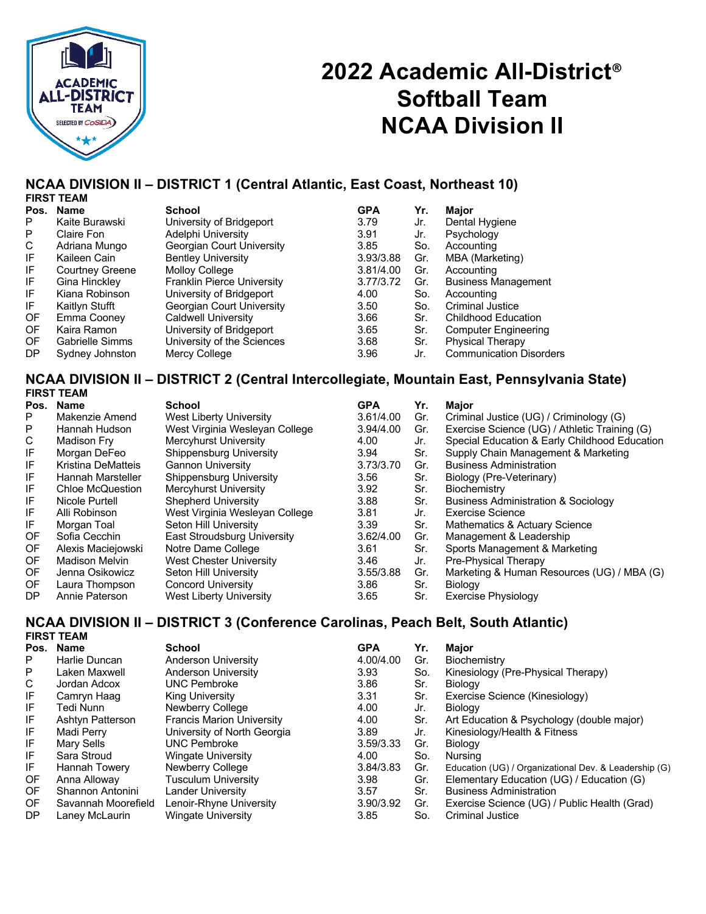# 2022 Academic All-District® Softball Team NCAA Division II

## NCAA DIVISION II – DISTRICT 1 (Central Atlantic, East Coast, Northeast 10)

**FIRST TEAM**

| Pos. | Name | School | GPA | Yr. | Major |
|---|---|---|---|---|---|
| P | Kaite Burawski | University of Bridgeport | 3.79 | Jr. | Dental Hygiene |
| P | Claire Fon | Adelphi University | 3.91 | Jr. | Psychology |
| C | Adriana Mungo | Georgian Court University | 3.85 | So. | Accounting |
| IF | Kaileen Cain | Bentley University | 3.93/3.88 | Gr. | MBA (Marketing) |
| IF | Courtney Greene | Molloy College | 3.81/4.00 | Gr. | Accounting |
| IF | Gina Hinckley | Franklin Pierce University | 3.77/3.72 | Gr. | Business Management |
| IF | Kiana Robinson | University of Bridgeport | 4.00 | So. | Accounting |
| IF | Kaitlyn Stufft | Georgian Court University | 3.50 | So. | Criminal Justice |
| OF | Emma Cooney | Caldwell University | 3.66 | Sr. | Childhood Education |
| OF | Kaira Ramon | University of Bridgeport | 3.65 | Sr. | Computer Engineering |
| OF | Gabrielle Simms | University of the Sciences | 3.68 | Sr. | Physical Therapy |
| DP | Sydney Johnston | Mercy College | 3.96 | Jr. | Communication Disorders |

## NCAA DIVISION II – DISTRICT 2 (Central Intercollegiate, Mountain East, Pennsylvania State)

**FIRST TEAM**

| Pos. | Name | School | GPA | Yr. | Major |
|---|---|---|---|---|---|
| P | Makenzie Amend | West Liberty University | 3.61/4.00 | Gr. | Criminal Justice (UG) / Criminology (G) |
| P | Hannah Hudson | West Virginia Wesleyan College | 3.94/4.00 | Gr. | Exercise Science (UG) / Athletic Training (G) |
| C | Madison Fry | Mercyhurst University | 4.00 | Jr. | Special Education & Early Childhood Education |
| IF | Morgan DeFeo | Shippensburg University | 3.94 | Sr. | Supply Chain Management & Marketing |
| IF | Kristina DeMatteis | Gannon University | 3.73/3.70 | Gr. | Business Administration |
| IF | Hannah Marsteller | Shippensburg University | 3.56 | Sr. | Biology (Pre-Veterinary) |
| IF | Chloe McQuestion | Mercyhurst University | 3.92 | Sr. | Biochemistry |
| IF | Nicole Purtell | Shepherd University | 3.88 | Sr. | Business Administration & Sociology |
| IF | Alli Robinson | West Virginia Wesleyan College | 3.81 | Jr. | Exercise Science |
| IF | Morgan Toal | Seton Hill University | 3.39 | Sr. | Mathematics & Actuary Science |
| OF | Sofia Cecchin | East Stroudsburg University | 3.62/4.00 | Gr. | Management & Leadership |
| OF | Alexis Maciejowski | Notre Dame College | 3.61 | Sr. | Sports Management & Marketing |
| OF | Madison Melvin | West Chester University | 3.46 | Jr. | Pre-Physical Therapy |
| OF | Jenna Osikowicz | Seton Hill University | 3.55/3.88 | Gr. | Marketing & Human Resources (UG) / MBA (G) |
| OF | Laura Thompson | Concord University | 3.86 | Sr. | Biology |
| DP | Annie Paterson | West Liberty University | 3.65 | Sr. | Exercise Physiology |

## NCAA DIVISION II – DISTRICT 3 (Conference Carolinas, Peach Belt, South Atlantic)

**FIRST TEAM**

| Pos. | Name | School | GPA | Yr. | Major |
|---|---|---|---|---|---|
| P | Harlie Duncan | Anderson University | 4.00/4.00 | Gr. | Biochemistry |
| P | Laken Maxwell | Anderson University | 3.93 | So. | Kinesiology (Pre-Physical Therapy) |
| C | Jordan Adcox | UNC Pembroke | 3.86 | Sr. | Biology |
| IF | Camryn Haag | King University | 3.31 | Sr. | Exercise Science (Kinesiology) |
| IF | Tedi Nunn | Newberry College | 4.00 | Jr. | Biology |
| IF | Ashtyn Patterson | Francis Marion University | 4.00 | Sr. | Art Education & Psychology (double major) |
| IF | Madi Perry | University of North Georgia | 3.89 | Jr. | Kinesiology/Health & Fitness |
| IF | Mary Sells | UNC Pembroke | 3.59/3.33 | Gr. | Biology |
| IF | Sara Stroud | Wingate University | 4.00 | So. | Nursing |
| IF | Hannah Towery | Newberry College | 3.84/3.83 | Gr. | Education (UG) / Organizational Dev. & Leadership (G) |
| OF | Anna Alloway | Tusculum University | 3.98 | Gr. | Elementary Education (UG) / Education (G) |
| OF | Shannon Antonini | Lander University | 3.57 | Sr. | Business Administration |
| OF | Savannah Moorefield | Lenoir-Rhyne University | 3.90/3.92 | Gr. | Exercise Science (UG) / Public Health (Grad) |
| DP | Laney McLaurin | Wingate University | 3.85 | So. | Criminal Justice |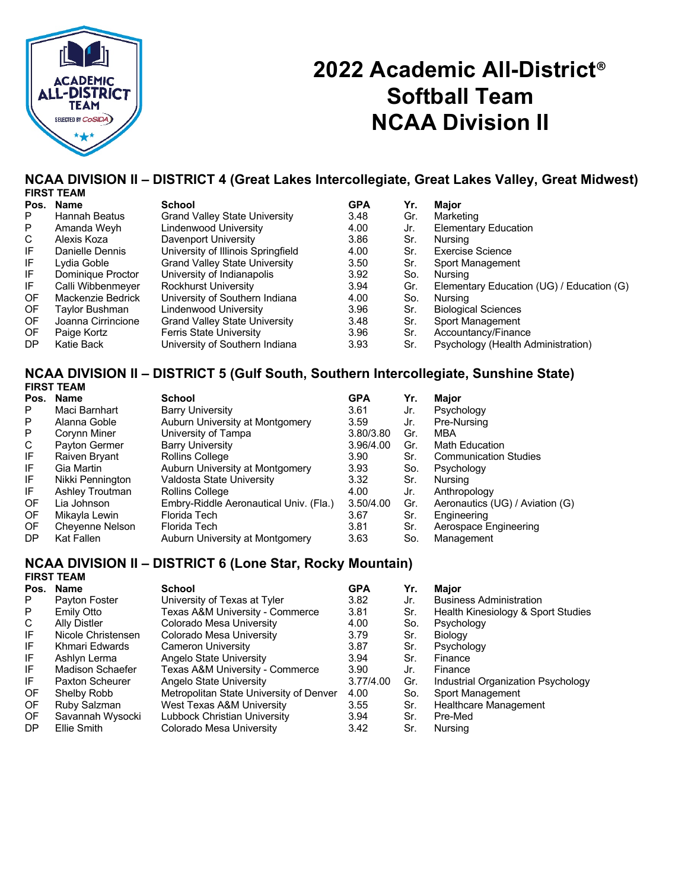# 2022 Academic All-District® Softball Team NCAA Division II

## NCAA DIVISION II – DISTRICT 4 (Great Lakes Intercollegiate, Great Lakes Valley, Great Midwest)

**FIRST TEAM**

| Pos. | Name | School | GPA | Yr. | Major |
|---|---|---|---|---|---|
| P | Hannah Beatus | Grand Valley State University | 3.48 | Gr. | Marketing |
| P | Amanda Weyh | Lindenwood University | 4.00 | Jr. | Elementary Education |
| C | Alexis Koza | Davenport University | 3.86 | Sr. | Nursing |
| IF | Danielle Dennis | University of Illinois Springfield | 4.00 | Sr. | Exercise Science |
| IF | Lydia Goble | Grand Valley State University | 3.50 | Sr. | Sport Management |
| IF | Dominique Proctor | University of Indianapolis | 3.92 | So. | Nursing |
| IF | Calli Wibbenmeyer | Rockhurst University | 3.94 | Gr. | Elementary Education (UG) / Education (G) |
| OF | Mackenzie Bedrick | University of Southern Indiana | 4.00 | So. | Nursing |
| OF | Taylor Bushman | Lindenwood University | 3.96 | Sr. | Biological Sciences |
| OF | Joanna Cirrincione | Grand Valley State University | 3.48 | Sr. | Sport Management |
| OF | Paige Kortz | Ferris State University | 3.96 | Sr. | Accountancy/Finance |
| DP | Katie Back | University of Southern Indiana | 3.93 | Sr. | Psychology (Health Administration) |

## NCAA DIVISION II – DISTRICT 5 (Gulf South, Southern Intercollegiate, Sunshine State)

**FIRST TEAM**

| Pos. | Name | School | GPA | Yr. | Major |
|---|---|---|---|---|---|
| P | Maci Barnhart | Barry University | 3.61 | Jr. | Psychology |
| P | Alanna Goble | Auburn University at Montgomery | 3.59 | Jr. | Pre-Nursing |
| P | Corynn Miner | University of Tampa | 3.80/3.80 | Gr. | MBA |
| C | Payton Germer | Barry University | 3.96/4.00 | Gr. | Math Education |
| IF | Raiven Bryant | Rollins College | 3.90 | Sr. | Communication Studies |
| IF | Gia Martin | Auburn University at Montgomery | 3.93 | So. | Psychology |
| IF | Nikki Pennington | Valdosta State University | 3.32 | Sr. | Nursing |
| IF | Ashley Troutman | Rollins College | 4.00 | Jr. | Anthropology |
| OF | Lia Johnson | Embry-Riddle Aeronautical Univ. (Fla.) | 3.50/4.00 | Gr. | Aeronautics (UG) / Aviation (G) |
| OF | Mikayla Lewin | Florida Tech | 3.67 | Sr. | Engineering |
| OF | Cheyenne Nelson | Florida Tech | 3.81 | Sr. | Aerospace Engineering |
| DP | Kat Fallen | Auburn University at Montgomery | 3.63 | So. | Management |

## NCAA DIVISION II – DISTRICT 6 (Lone Star, Rocky Mountain)

**FIRST TEAM**

| Pos. | Name | School | GPA | Yr. | Major |
|---|---|---|---|---|---|
| P | Payton Foster | University of Texas at Tyler | 3.82 | Jr. | Business Administration |
| P | Emily Otto | Texas A&M University - Commerce | 3.81 | Sr. | Health Kinesiology & Sport Studies |
| C | Ally Distler | Colorado Mesa University | 4.00 | So. | Psychology |
| IF | Nicole Christensen | Colorado Mesa University | 3.79 | Sr. | Biology |
| IF | Khmari Edwards | Cameron University | 3.87 | Sr. | Psychology |
| IF | Ashlyn Lerma | Angelo State University | 3.94 | Sr. | Finance |
| IF | Madison Schaefer | Texas A&M University - Commerce | 3.90 | Jr. | Finance |
| IF | Paxton Scheurer | Angelo State University | 3.77/4.00 | Gr. | Industrial Organization Psychology |
| OF | Shelby Robb | Metropolitan State University of Denver | 4.00 | So. | Sport Management |
| OF | Ruby Salzman | West Texas A&M University | 3.55 | Sr. | Healthcare Management |
| OF | Savannah Wysocki | Lubbock Christian University | 3.94 | Sr. | Pre-Med |
| DP | Ellie Smith | Colorado Mesa University | 3.42 | Sr. | Nursing |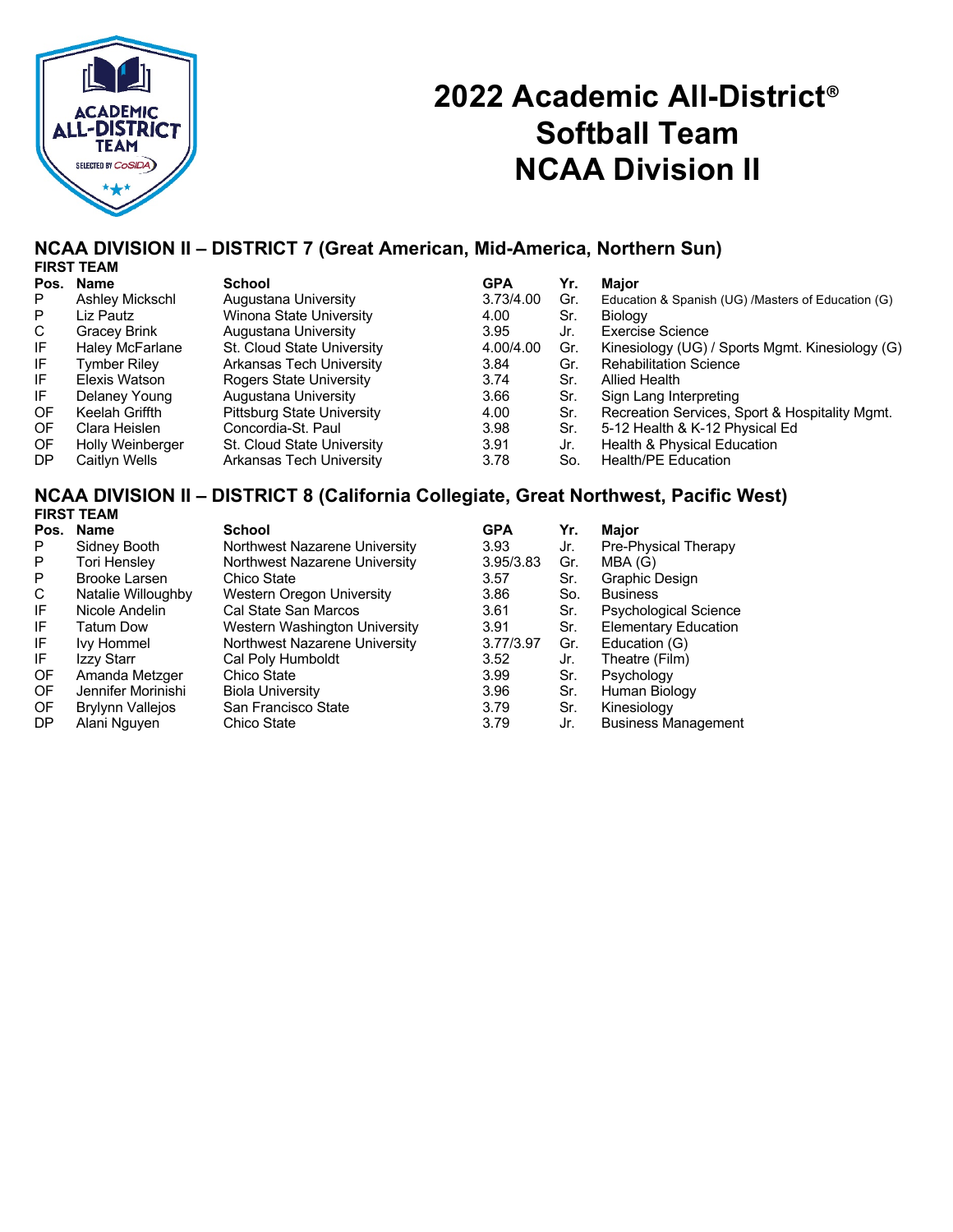# 2022 Academic All-District® Softball Team NCAA Division II

## NCAA DIVISION II – DISTRICT 7 (Great American, Mid-America, Northern Sun)

### FIRST TEAM

| Pos. | Name | School | GPA | Yr. | Major |
|---|---|---|---|---|---|
| P | Ashley Mickschl | Augustana University | 3.73/4.00 | Gr. | Education & Spanish (UG) /Masters of Education (G) |
| P | Liz Pautz | Winona State University | 4.00 | Sr. | Biology |
| C | Gracey Brink | Augustana University | 3.95 | Jr. | Exercise Science |
| IF | Haley McFarlane | St. Cloud State University | 4.00/4.00 | Gr. | Kinesiology (UG) / Sports Mgmt. Kinesiology (G) |
| IF | Tymber Riley | Arkansas Tech University | 3.84 | Gr. | Rehabilitation Science |
| IF | Elexis Watson | Rogers State University | 3.74 | Sr. | Allied Health |
| IF | Delaney Young | Augustana University | 3.66 | Sr. | Sign Lang Interpreting |
| OF | Keelah Griffth | Pittsburg State University | 4.00 | Sr. | Recreation Services, Sport & Hospitality Mgmt. |
| OF | Clara Heislen | Concordia-St. Paul | 3.98 | Sr. | 5-12 Health & K-12 Physical Ed |
| OF | Holly Weinberger | St. Cloud State University | 3.91 | Jr. | Health & Physical Education |
| DP | Caitlyn Wells | Arkansas Tech University | 3.78 | So. | Health/PE Education |

## NCAA DIVISION II – DISTRICT 8 (California Collegiate, Great Northwest, Pacific West)

### FIRST TEAM

| Pos. | Name | School | GPA | Yr. | Major |
|---|---|---|---|---|---|
| P | Sidney Booth | Northwest Nazarene University | 3.93 | Jr. | Pre-Physical Therapy |
| P | Tori Hensley | Northwest Nazarene University | 3.95/3.83 | Gr. | MBA (G) |
| P | Brooke Larsen | Chico State | 3.57 | Sr. | Graphic Design |
| C | Natalie Willoughby | Western Oregon University | 3.86 | So. | Business |
| IF | Nicole Andelin | Cal State San Marcos | 3.61 | Sr. | Psychological Science |
| IF | Tatum Dow | Western Washington University | 3.91 | Sr. | Elementary Education |
| IF | Ivy Hommel | Northwest Nazarene University | 3.77/3.97 | Gr. | Education (G) |
| IF | Izzy Starr | Cal Poly Humboldt | 3.52 | Jr. | Theatre (Film) |
| OF | Amanda Metzger | Chico State | 3.99 | Sr. | Psychology |
| OF | Jennifer Morinishi | Biola University | 3.96 | Sr. | Human Biology |
| OF | Brylynn Vallejos | San Francisco State | 3.79 | Sr. | Kinesiology |
| DP | Alani Nguyen | Chico State | 3.79 | Jr. | Business Management |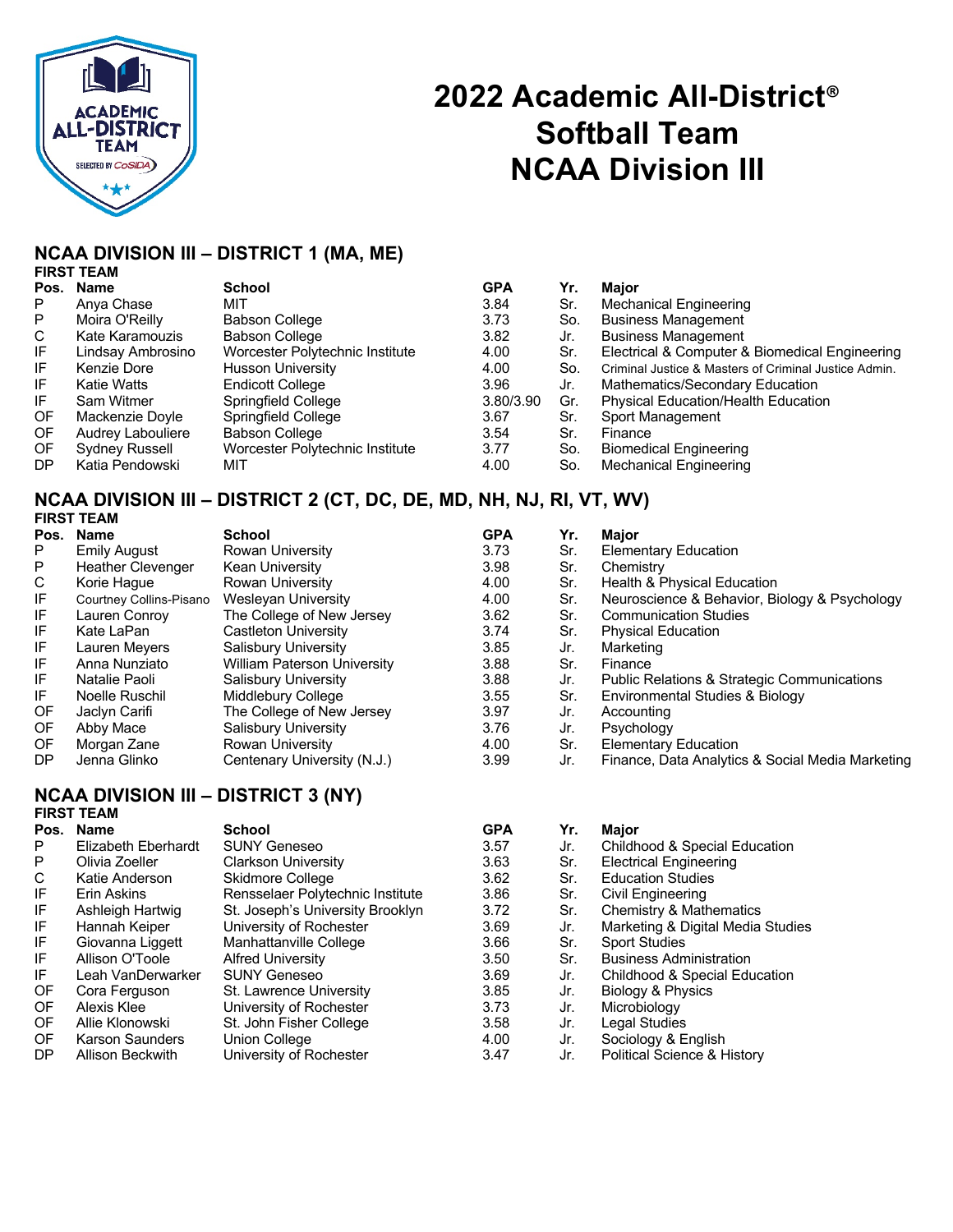# 2022 Academic All-District® Softball Team NCAA Division III

## NCAA DIVISION III – DISTRICT 1 (MA, ME)

**FIRST TEAM**

| Pos. | Name | School | GPA | Yr. | Major |
|---|---|---|---|---|---|
| P | Anya Chase | MIT | 3.84 | Sr. | Mechanical Engineering |
| P | Moira O'Reilly | Babson College | 3.73 | So. | Business Management |
| C | Kate Karamouzis | Babson College | 3.82 | Jr. | Business Management |
| IF | Lindsay Ambrosino | Worcester Polytechnic Institute | 4.00 | Sr. | Electrical & Computer & Biomedical Engineering |
| IF | Kenzie Dore | Husson University | 4.00 | So. | Criminal Justice & Masters of Criminal Justice Admin. |
| IF | Katie Watts | Endicott College | 3.96 | Jr. | Mathematics/Secondary Education |
| IF | Sam Witmer | Springfield College | 3.80/3.90 | Gr. | Physical Education/Health Education |
| OF | Mackenzie Doyle | Springfield College | 3.67 | Sr. | Sport Management |
| OF | Audrey Labouliere | Babson College | 3.54 | Sr. | Finance |
| OF | Sydney Russell | Worcester Polytechnic Institute | 3.77 | So. | Biomedical Engineering |
| DP | Katia Pendowski | MIT | 4.00 | So. | Mechanical Engineering |

## NCAA DIVISION III – DISTRICT 2 (CT, DC, DE, MD, NH, NJ, RI, VT, WV)

**FIRST TEAM**

| Pos. | Name | School | GPA | Yr. | Major |
|---|---|---|---|---|---|
| P | Emily August | Rowan University | 3.73 | Sr. | Elementary Education |
| P | Heather Clevenger | Kean University | 3.98 | Sr. | Chemistry |
| C | Korie Hague | Rowan University | 4.00 | Sr. | Health & Physical Education |
| IF | Courtney Collins-Pisano | Wesleyan University | 4.00 | Sr. | Neuroscience & Behavior, Biology & Psychology |
| IF | Lauren Conroy | The College of New Jersey | 3.62 | Sr. | Communication Studies |
| IF | Kate LaPan | Castleton University | 3.74 | Sr. | Physical Education |
| IF | Lauren Meyers | Salisbury University | 3.85 | Jr. | Marketing |
| IF | Anna Nunziato | William Paterson University | 3.88 | Sr. | Finance |
| IF | Natalie Paoli | Salisbury University | 3.88 | Jr. | Public Relations & Strategic Communications |
| IF | Noelle Ruschil | Middlebury College | 3.55 | Sr. | Environmental Studies & Biology |
| OF | Jaclyn Carifi | The College of New Jersey | 3.97 | Jr. | Accounting |
| OF | Abby Mace | Salisbury University | 3.76 | Jr. | Psychology |
| OF | Morgan Zane | Rowan University | 4.00 | Sr. | Elementary Education |
| DP | Jenna Glinko | Centenary University (N.J.) | 3.99 | Jr. | Finance, Data Analytics & Social Media Marketing |

## NCAA DIVISION III – DISTRICT 3 (NY)

**FIRST TEAM**

| Pos. | Name | School | GPA | Yr. | Major |
|---|---|---|---|---|---|
| P | Elizabeth Eberhardt | SUNY Geneseo | 3.57 | Jr. | Childhood & Special Education |
| P | Olivia Zoeller | Clarkson University | 3.63 | Sr. | Electrical Engineering |
| C | Katie Anderson | Skidmore College | 3.62 | Sr. | Education Studies |
| IF | Erin Askins | Rensselaer Polytechnic Institute | 3.86 | Sr. | Civil Engineering |
| IF | Ashleigh Hartwig | St. Joseph's University Brooklyn | 3.72 | Sr. | Chemistry & Mathematics |
| IF | Hannah Keiper | University of Rochester | 3.69 | Jr. | Marketing & Digital Media Studies |
| IF | Giovanna Liggett | Manhattanville College | 3.66 | Sr. | Sport Studies |
| IF | Allison O'Toole | Alfred University | 3.50 | Sr. | Business Administration |
| IF | Leah VanDerwarker | SUNY Geneseo | 3.69 | Jr. | Childhood & Special Education |
| OF | Cora Ferguson | St. Lawrence University | 3.85 | Jr. | Biology & Physics |
| OF | Alexis Klee | University of Rochester | 3.73 | Jr. | Microbiology |
| OF | Allie Klonowski | St. John Fisher College | 3.58 | Jr. | Legal Studies |
| OF | Karson Saunders | Union College | 4.00 | Jr. | Sociology & English |
| DP | Allison Beckwith | University of Rochester | 3.47 | Jr. | Political Science & History |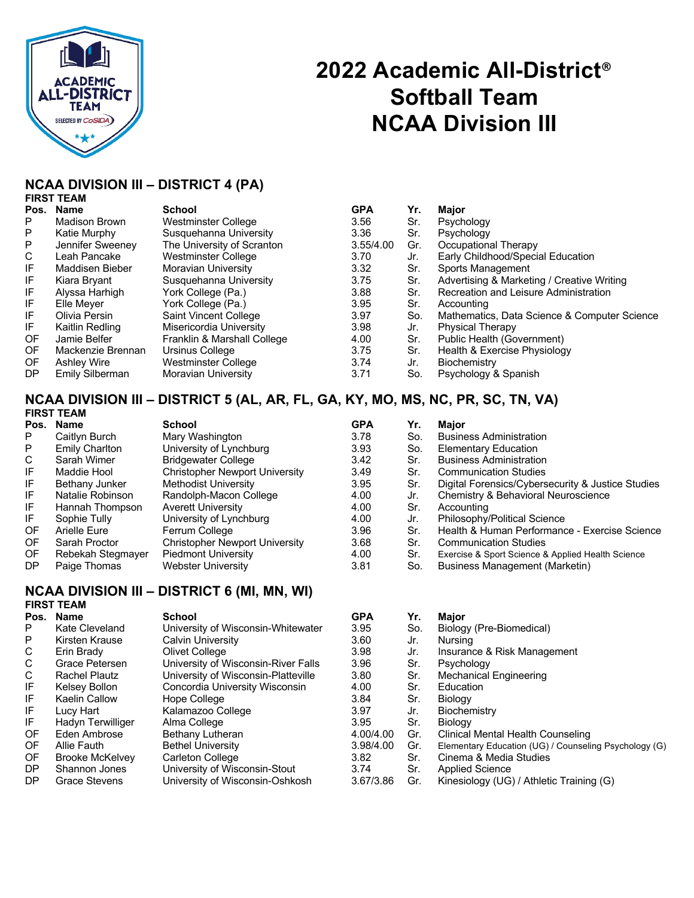# 2022 Academic All-District® Softball Team NCAA Division III

## NCAA DIVISION III – DISTRICT 4 (PA)

### FIRST TEAM

| Pos. | Name | School | GPA | Yr. | Major |
|---|---|---|---|---|---|
| P | Madison Brown | Westminster College | 3.56 | Sr. | Psychology |
| P | Katie Murphy | Susquehanna University | 3.36 | Sr. | Psychology |
| P | Jennifer Sweeney | The University of Scranton | 3.55/4.00 | Gr. | Occupational Therapy |
| C | Leah Pancake | Westminster College | 3.70 | Jr. | Early Childhood/Special Education |
| IF | Maddisen Bieber | Moravian University | 3.32 | Sr. | Sports Management |
| IF | Kiara Bryant | Susquehanna University | 3.75 | Sr. | Advertising & Marketing / Creative Writing |
| IF | Alyssa Harhigh | York College (Pa.) | 3.88 | Sr. | Recreation and Leisure Administration |
| IF | Elle Meyer | York College (Pa.) | 3.95 | Sr. | Accounting |
| IF | Olivia Persin | Saint Vincent College | 3.97 | So. | Mathematics, Data Science & Computer Science |
| IF | Kaitlin Redling | Misericordia University | 3.98 | Jr. | Physical Therapy |
| OF | Jamie Belfer | Franklin & Marshall College | 4.00 | Sr. | Public Health (Government) |
| OF | Mackenzie Brennan | Ursinus College | 3.75 | Sr. | Health & Exercise Physiology |
| OF | Ashley Wire | Westminster College | 3.74 | Jr. | Biochemistry |
| DP | Emily Silberman | Moravian University | 3.71 | So. | Psychology & Spanish |

## NCAA DIVISION III – DISTRICT 5 (AL, AR, FL, GA, KY, MO, MS, NC, PR, SC, TN, VA)

### FIRST TEAM

| Pos. | Name | School | GPA | Yr. | Major |
|---|---|---|---|---|---|
| P | Caitlyn Burch | Mary Washington | 3.78 | So. | Business Administration |
| P | Emily Charlton | University of Lynchburg | 3.93 | So. | Elementary Education |
| C | Sarah Wimer | Bridgewater College | 3.42 | Sr. | Business Administration |
| IF | Maddie Hool | Christopher Newport University | 3.49 | Sr. | Communication Studies |
| IF | Bethany Junker | Methodist University | 3.95 | Sr. | Digital Forensics/Cybersecurity & Justice Studies |
| IF | Natalie Robinson | Randolph-Macon College | 4.00 | Jr. | Chemistry & Behavioral Neuroscience |
| IF | Hannah Thompson | Averett University | 4.00 | Sr. | Accounting |
| IF | Sophie Tully | University of Lynchburg | 4.00 | Jr. | Philosophy/Political Science |
| OF | Arielle Eure | Ferrum College | 3.96 | Sr. | Health & Human Performance - Exercise Science |
| OF | Sarah Proctor | Christopher Newport University | 3.68 | Sr. | Communication Studies |
| OF | Rebekah Stegmayer | Piedmont University | 4.00 | Sr. | Exercise & Sport Science & Applied Health Science |
| DP | Paige Thomas | Webster University | 3.81 | So. | Business Management (Marketin) |

## NCAA DIVISION III – DISTRICT 6 (MI, MN, WI)

### FIRST TEAM

| Pos. | Name | School | GPA | Yr. | Major |
|---|---|---|---|---|---|
| P | Kate Cleveland | University of Wisconsin-Whitewater | 3.95 | So. | Biology (Pre-Biomedical) |
| P | Kirsten Krause | Calvin University | 3.60 | Jr. | Nursing |
| C | Erin Brady | Olivet College | 3.98 | Jr. | Insurance & Risk Management |
| C | Grace Petersen | University of Wisconsin-River Falls | 3.96 | Sr. | Psychology |
| C | Rachel Plautz | University of Wisconsin-Platteville | 3.80 | Sr. | Mechanical Engineering |
| IF | Kelsey Bollon | Concordia University Wisconsin | 4.00 | Sr. | Education |
| IF | Kaelin Callow | Hope College | 3.84 | Sr. | Biology |
| IF | Lucy Hart | Kalamazoo College | 3.97 | Jr. | Biochemistry |
| IF | Hadyn Terwilliger | Alma College | 3.95 | Sr. | Biology |
| OF | Eden Ambrose | Bethany Lutheran | 4.00/4.00 | Gr. | Clinical Mental Health Counseling |
| OF | Allie Fauth | Bethel University | 3.98/4.00 | Gr. | Elementary Education (UG) / Counseling Psychology (G) |
| OF | Brooke McKelvey | Carleton College | 3.82 | Sr. | Cinema & Media Studies |
| DP | Shannon Jones | University of Wisconsin-Stout | 3.74 | Sr. | Applied Science |
| DP | Grace Stevens | University of Wisconsin-Oshkosh | 3.67/3.86 | Gr. | Kinesiology (UG) / Athletic Training (G) |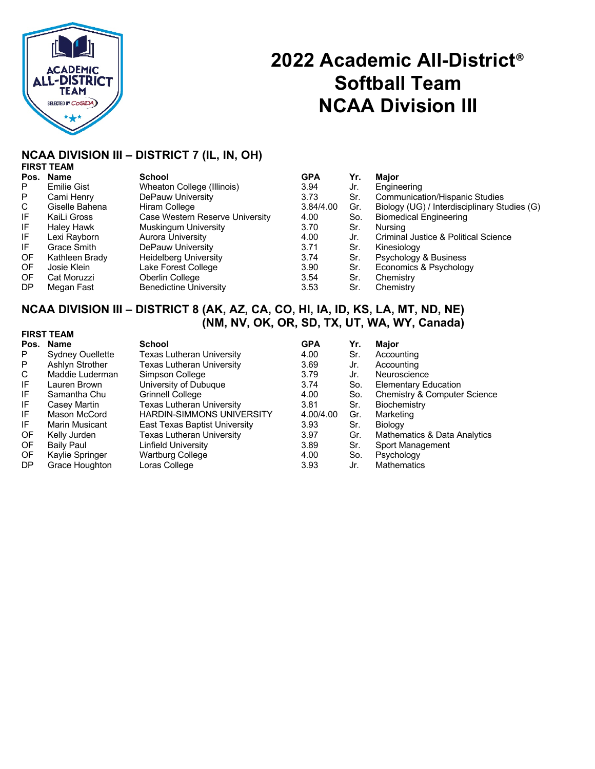# 2022 Academic All-District® Softball Team NCAA Division III

## NCAA DIVISION III – DISTRICT 7 (IL, IN, OH)

### FIRST TEAM

| Pos. | Name | School | GPA | Yr. | Major |
|---|---|---|---|---|---|
| P | Emilie Gist | Wheaton College (Illinois) | 3.94 | Jr. | Engineering |
| P | Cami Henry | DePauw University | 3.73 | Sr. | Communication/Hispanic Studies |
| C | Giselle Bahena | Hiram College | 3.84/4.00 | Gr. | Biology (UG) / Interdisciplinary Studies (G) |
| IF | KaiLi Gross | Case Western Reserve University | 4.00 | So. | Biomedical Engineering |
| IF | Haley Hawk | Muskingum University | 3.70 | Sr. | Nursing |
| IF | Lexi Rayborn | Aurora University | 4.00 | Jr. | Criminal Justice & Political Science |
| IF | Grace Smith | DePauw University | 3.71 | Sr. | Kinesiology |
| OF | Kathleen Brady | Heidelberg University | 3.74 | Sr. | Psychology & Business |
| OF | Josie Klein | Lake Forest College | 3.90 | Sr. | Economics & Psychology |
| OF | Cat Moruzzi | Oberlin College | 3.54 | Sr. | Chemistry |
| DP | Megan Fast | Benedictine University | 3.53 | Sr. | Chemistry |

## NCAA DIVISION III – DISTRICT 8 (AK, AZ, CA, CO, HI, IA, ID, KS, LA, MT, ND, NE) (NM, NV, OK, OR, SD, TX, UT, WA, WY, Canada)

### FIRST TEAM

| Pos. | Name | School | GPA | Yr. | Major |
|---|---|---|---|---|---|
| P | Sydney Ouellette | Texas Lutheran University | 4.00 | Sr. | Accounting |
| P | Ashlyn Strother | Texas Lutheran University | 3.69 | Jr. | Accounting |
| C | Maddie Luderman | Simpson College | 3.79 | Jr. | Neuroscience |
| IF | Lauren Brown | University of Dubuque | 3.74 | So. | Elementary Education |
| IF | Samantha Chu | Grinnell College | 4.00 | So. | Chemistry & Computer Science |
| IF | Casey Martin | Texas Lutheran University | 3.81 | Sr. | Biochemistry |
| IF | Mason McCord | HARDIN-SIMMONS UNIVERSITY | 4.00/4.00 | Gr. | Marketing |
| IF | Marin Musicant | East Texas Baptist University | 3.93 | Sr. | Biology |
| OF | Kelly Jurden | Texas Lutheran University | 3.97 | Gr. | Mathematics & Data Analytics |
| OF | Baily Paul | Linfield University | 3.89 | Sr. | Sport Management |
| OF | Kaylie Springer | Wartburg College | 4.00 | So. | Psychology |
| DP | Grace Houghton | Loras College | 3.93 | Jr. | Mathematics |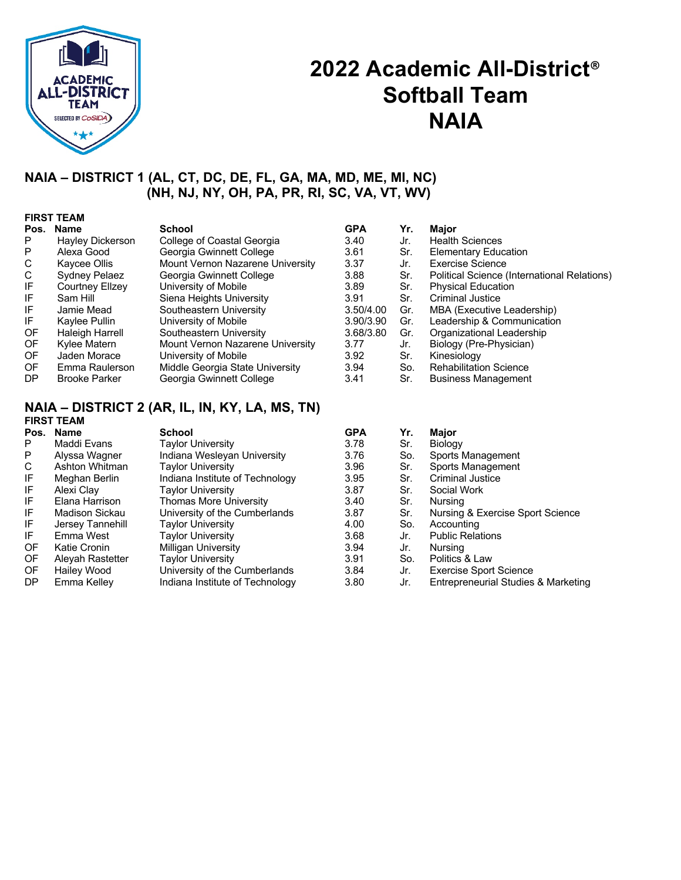# 2022 Academic All-District® Softball Team NAIA

## NAIA – DISTRICT 1 (AL, CT, DC, DE, FL, GA, MA, MD, ME, MI, NC) (NH, NJ, NY, OH, PA, PR, RI, SC, VA, VT, WV)

### FIRST TEAM

| Pos. | Name | School | GPA | Yr. | Major |
|---|---|---|---|---|---|
| P | Hayley Dickerson | College of Coastal Georgia | 3.40 | Jr. | Health Sciences |
| P | Alexa Good | Georgia Gwinnett College | 3.61 | Sr. | Elementary Education |
| C | Kaycee Ollis | Mount Vernon Nazarene University | 3.37 | Jr. | Exercise Science |
| C | Sydney Pelaez | Georgia Gwinnett College | 3.88 | Sr. | Political Science (International Relations) |
| IF | Courtney Ellzey | University of Mobile | 3.89 | Sr. | Physical Education |
| IF | Sam Hill | Siena Heights University | 3.91 | Sr. | Criminal Justice |
| IF | Jamie Mead | Southeastern University | 3.50/4.00 | Gr. | MBA (Executive Leadership) |
| IF | Kaylee Pullin | University of Mobile | 3.90/3.90 | Gr. | Leadership & Communication |
| OF | Haleigh Harrell | Southeastern University | 3.68/3.80 | Gr. | Organizational Leadership |
| OF | Kylee Matern | Mount Vernon Nazarene University | 3.77 | Jr. | Biology (Pre-Physician) |
| OF | Jaden Morace | University of Mobile | 3.92 | Sr. | Kinesiology |
| OF | Emma Raulerson | Middle Georgia State University | 3.94 | So. | Rehabilitation Science |
| DP | Brooke Parker | Georgia Gwinnett College | 3.41 | Sr. | Business Management |

## NAIA – DISTRICT 2 (AR, IL, IN, KY, LA, MS, TN)

### FIRST TEAM

| Pos. | Name | School | GPA | Yr. | Major |
|---|---|---|---|---|---|
| P | Maddi Evans | Taylor University | 3.78 | Sr. | Biology |
| P | Alyssa Wagner | Indiana Wesleyan University | 3.76 | So. | Sports Management |
| C | Ashton Whitman | Taylor University | 3.96 | Sr. | Sports Management |
| IF | Meghan Berlin | Indiana Institute of Technology | 3.95 | Sr. | Criminal Justice |
| IF | Alexi Clay | Taylor University | 3.87 | Sr. | Social Work |
| IF | Elana Harrison | Thomas More University | 3.40 | Sr. | Nursing |
| IF | Madison Sickau | University of the Cumberlands | 3.87 | Sr. | Nursing & Exercise Sport Science |
| IF | Jersey Tannehill | Taylor University | 4.00 | So. | Accounting |
| IF | Emma West | Taylor University | 3.68 | Jr. | Public Relations |
| OF | Katie Cronin | Milligan University | 3.94 | Jr. | Nursing |
| OF | Aleyah Rastetter | Taylor University | 3.91 | So. | Politics & Law |
| OF | Hailey Wood | University of the Cumberlands | 3.84 | Jr. | Exercise Sport Science |
| DP | Emma Kelley | Indiana Institute of Technology | 3.80 | Jr. | Entrepreneurial Studies & Marketing |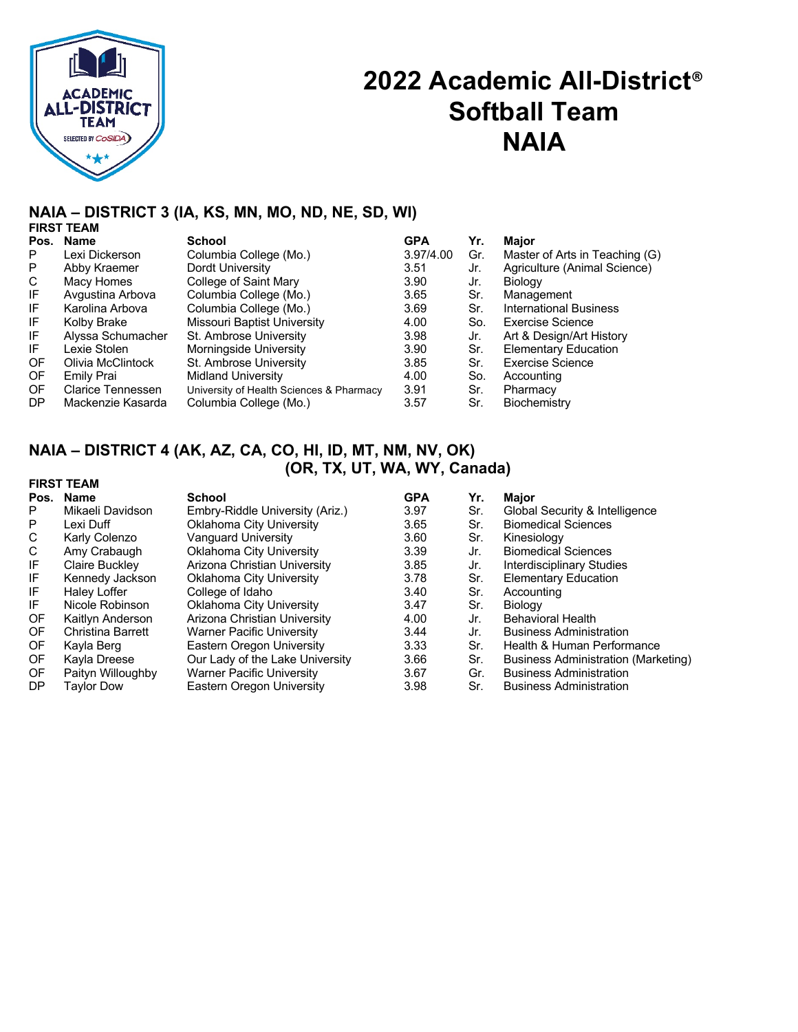# 2022 Academic All-District® Softball Team NAIA

## NAIA – DISTRICT 3 (IA, KS, MN, MO, ND, NE, SD, WI)

### FIRST TEAM

| Pos. | Name | School | GPA | Yr. | Major |
|---|---|---|---|---|---|
| P | Lexi Dickerson | Columbia College (Mo.) | 3.97/4.00 | Gr. | Master of Arts in Teaching (G) |
| P | Abby Kraemer | Dordt University | 3.51 | Jr. | Agriculture (Animal Science) |
| C | Macy Homes | College of Saint Mary | 3.90 | Jr. | Biology |
| IF | Avgustina Arbova | Columbia College (Mo.) | 3.65 | Sr. | Management |
| IF | Karolina Arbova | Columbia College (Mo.) | 3.69 | Sr. | International Business |
| IF | Kolby Brake | Missouri Baptist University | 4.00 | So. | Exercise Science |
| IF | Alyssa Schumacher | St. Ambrose University | 3.98 | Jr. | Art & Design/Art History |
| IF | Lexie Stolen | Morningside University | 3.90 | Sr. | Elementary Education |
| OF | Olivia McClintock | St. Ambrose University | 3.85 | Sr. | Exercise Science |
| OF | Emily Prai | Midland University | 4.00 | So. | Accounting |
| OF | Clarice Tennessen | University of Health Sciences & Pharmacy | 3.91 | Sr. | Pharmacy |
| DP | Mackenzie Kasarda | Columbia College (Mo.) | 3.57 | Sr. | Biochemistry |

## NAIA – DISTRICT 4 (AK, AZ, CA, CO, HI, ID, MT, NM, NV, OK) (OR, TX, UT, WA, WY, Canada)

### FIRST TEAM

| Pos. | Name | School | GPA | Yr. | Major |
|---|---|---|---|---|---|
| P | Mikaeli Davidson | Embry-Riddle University (Ariz.) | 3.97 | Sr. | Global Security & Intelligence |
| P | Lexi Duff | Oklahoma City University | 3.65 | Sr. | Biomedical Sciences |
| C | Karly Colenzo | Vanguard University | 3.60 | Sr. | Kinesiology |
| C | Amy Crabaugh | Oklahoma City University | 3.39 | Jr. | Biomedical Sciences |
| IF | Claire Buckley | Arizona Christian University | 3.85 | Jr. | Interdisciplinary Studies |
| IF | Kennedy Jackson | Oklahoma City University | 3.78 | Sr. | Elementary Education |
| IF | Haley Loffer | College of Idaho | 3.40 | Sr. | Accounting |
| IF | Nicole Robinson | Oklahoma City University | 3.47 | Sr. | Biology |
| OF | Kaitlyn Anderson | Arizona Christian University | 4.00 | Jr. | Behavioral Health |
| OF | Christina Barrett | Warner Pacific University | 3.44 | Jr. | Business Administration |
| OF | Kayla Berg | Eastern Oregon University | 3.33 | Sr. | Health & Human Performance |
| OF | Kayla Dreese | Our Lady of the Lake University | 3.66 | Sr. | Business Administration (Marketing) |
| OF | Paityn Willoughby | Warner Pacific University | 3.67 | Gr. | Business Administration |
| DP | Taylor Dow | Eastern Oregon University | 3.98 | Sr. | Business Administration |